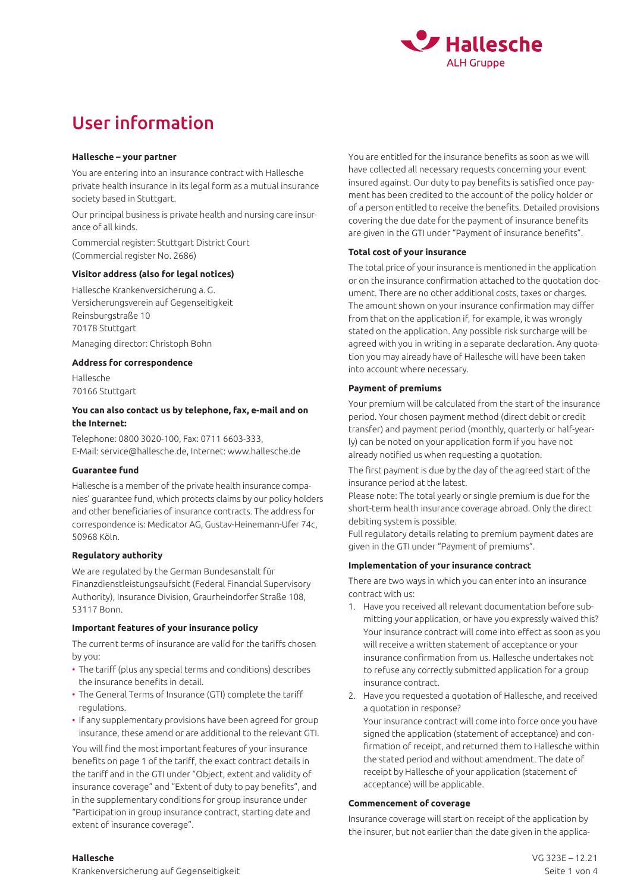# User information

### Hallesche – your partner

You are entering into an insurance contract with Hallesche private health insurance in its legal form as a mutual insurance society based in Stuttgart.

Our principal business is private health and nursing care insurance of all kinds.

Commercial register: Stuttgart District Court (Commercial register No. 2686)

### Visitor address (also for legal notices)

Hallesche Krankenversicherung a. G.
Versicherungsverein auf Gegenseitigkeit
Reinsburgstraße 10
70178 Stuttgart

Managing director: Christoph Bohn

### Address for correspondence

Hallesche
70166 Stuttgart

### You can also contact us by telephone, fax, e-mail and on the Internet:

Telephone: 0800 3020-100, Fax: 0711 6603-333,
E-Mail: service@hallesche.de, Internet: www.hallesche.de

### Guarantee fund

Hallesche is a member of the private health insurance companies' guarantee fund, which protects claims by our policy holders and other beneficiaries of insurance contracts. The address for correspondence is: Medicator AG, Gustav-Heinemann-Ufer 74c, 50968 Köln.

### Regulatory authority

We are regulated by the German Bundesanstalt für Finanzdienstleistungsaufsicht (Federal Financial Supervisory Authority), Insurance Division, Graurheindorfer Straße 108, 53117 Bonn.

### Important features of your insurance policy

The current terms of insurance are valid for the tariffs chosen by you:

- The tariff (plus any special terms and conditions) describes the insurance benefits in detail.
- The General Terms of Insurance (GTI) complete the tariff regulations.
- If any supplementary provisions have been agreed for group insurance, these amend or are additional to the relevant GTI.

You will find the most important features of your insurance benefits on page 1 of the tariff, the exact contract details in the tariff and in the GTI under "Object, extent and validity of insurance coverage" and "Extent of duty to pay benefits", and in the supplementary conditions for group insurance under "Participation in group insurance contract, starting date and extent of insurance coverage".

You are entitled for the insurance benefits as soon as we will have collected all necessary requests concerning your event insured against. Our duty to pay benefits is satisfied once payment has been credited to the account of the policy holder or of a person entitled to receive the benefits. Detailed provisions covering the due date for the payment of insurance benefits are given in the GTI under "Payment of insurance benefits".

### Total cost of your insurance

The total price of your insurance is mentioned in the application or on the insurance confirmation attached to the quotation document. There are no other additional costs, taxes or charges. The amount shown on your insurance confirmation may differ from that on the application if, for example, it was wrongly stated on the application. Any possible risk surcharge will be agreed with you in writing in a separate declaration. Any quotation you may already have of Hallesche will have been taken into account where necessary.

### Payment of premiums

Your premium will be calculated from the start of the insurance period. Your chosen payment method (direct debit or credit transfer) and payment period (monthly, quarterly or half-yearly) can be noted on your application form if you have not already notified us when requesting a quotation.

The first payment is due by the day of the agreed start of the insurance period at the latest.
Please note: The total yearly or single premium is due for the short-term health insurance coverage abroad. Only the direct debiting system is possible.
Full regulatory details relating to premium payment dates are given in the GTI under "Payment of premiums".

### Implementation of your insurance contract

There are two ways in which you can enter into an insurance contract with us:

1. Have you received all relevant documentation before submitting your application, or have you expressly waived this? Your insurance contract will come into effect as soon as you will receive a written statement of acceptance or your insurance confirmation from us. Hallesche undertakes not to refuse any correctly submitted application for a group insurance contract.
2. Have you requested a quotation of Hallesche, and received a quotation in response?
   Your insurance contract will come into force once you have signed the application (statement of acceptance) and confirmation of receipt, and returned them to Hallesche within the stated period and without amendment. The date of receipt by Hallesche of your application (statement of acceptance) will be applicable.

### Commencement of coverage

Insurance coverage will start on receipt of the application by the insurer, but not earlier than the date given in the applica-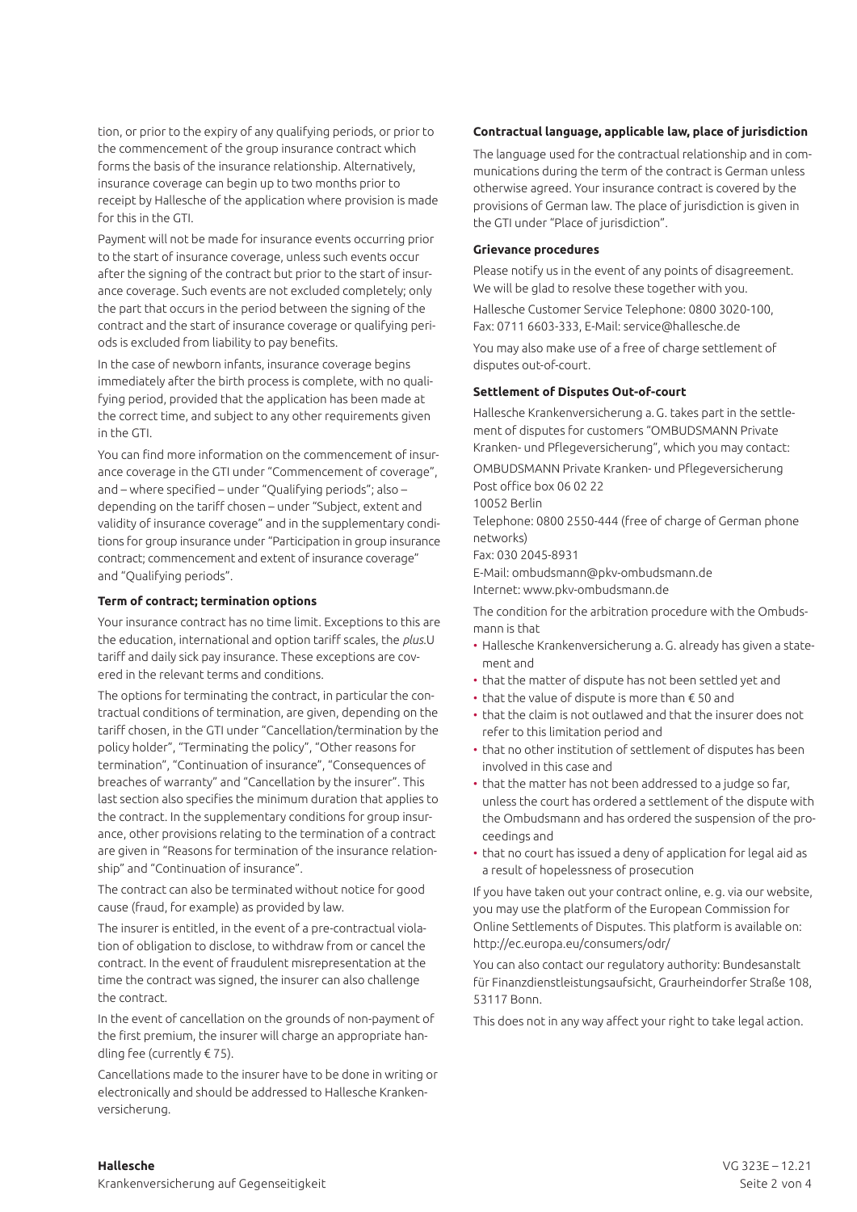tion, or prior to the expiry of any qualifying periods, or prior to the commencement of the group insurance contract which forms the basis of the insurance relationship. Alternatively, insurance coverage can begin up to two months prior to receipt by Hallesche of the application where provision is made for this in the GTI.

Payment will not be made for insurance events occurring prior to the start of insurance coverage, unless such events occur after the signing of the contract but prior to the start of insurance coverage. Such events are not excluded completely; only the part that occurs in the period between the signing of the contract and the start of insurance coverage or qualifying periods is excluded from liability to pay benefits.

In the case of newborn infants, insurance coverage begins immediately after the birth process is complete, with no qualifying period, provided that the application has been made at the correct time, and subject to any other requirements given in the GTI.

You can find more information on the commencement of insurance coverage in the GTI under "Commencement of coverage", and – where specified – under "Qualifying periods"; also – depending on the tariff chosen – under "Subject, extent and validity of insurance coverage" and in the supplementary conditions for group insurance under "Participation in group insurance contract; commencement and extent of insurance coverage" and "Qualifying periods".

**Term of contract; termination options**

Your insurance contract has no time limit. Exceptions to this are the education, international and option tariff scales, the *plus*.U tariff and daily sick pay insurance. These exceptions are covered in the relevant terms and conditions.

The options for terminating the contract, in particular the contractual conditions of termination, are given, depending on the tariff chosen, in the GTI under "Cancellation/termination by the policy holder", "Terminating the policy", "Other reasons for termination", "Continuation of insurance", "Consequences of breaches of warranty" and "Cancellation by the insurer". This last section also specifies the minimum duration that applies to the contract. In the supplementary conditions for group insurance, other provisions relating to the termination of a contract are given in "Reasons for termination of the insurance relationship" and "Continuation of insurance".

The contract can also be terminated without notice for good cause (fraud, for example) as provided by law.

The insurer is entitled, in the event of a pre-contractual violation of obligation to disclose, to withdraw from or cancel the contract. In the event of fraudulent misrepresentation at the time the contract was signed, the insurer can also challenge the contract.

In the event of cancellation on the grounds of non-payment of the first premium, the insurer will charge an appropriate handling fee (currently € 75).

Cancellations made to the insurer have to be done in writing or electronically and should be addressed to Hallesche Krankenversicherung.

**Contractual language, applicable law, place of jurisdiction**

The language used for the contractual relationship and in communications during the term of the contract is German unless otherwise agreed. Your insurance contract is covered by the provisions of German law. The place of jurisdiction is given in the GTI under "Place of jurisdiction".

**Grievance procedures**

Please notify us in the event of any points of disagreement. We will be glad to resolve these together with you.

Hallesche Customer Service Telephone: 0800 3020-100,
Fax: 0711 6603-333, E-Mail: service@hallesche.de

You may also make use of a free of charge settlement of disputes out-of-court.

**Settlement of Disputes Out-of-court**

Hallesche Krankenversicherung a. G. takes part in the settlement of disputes for customers "OMBUDSMANN Private Kranken- und Pflegeversicherung", which you may contact:

OMBUDSMANN Private Kranken- und Pflegeversicherung
Post office box 06 02 22
10052 Berlin
Telephone: 0800 2550-444 (free of charge of German phone networks)
Fax: 030 2045-8931
E-Mail: ombudsmann@pkv-ombudsmann.de
Internet: www.pkv-ombudsmann.de

The condition for the arbitration procedure with the Ombudsmann is that

- Hallesche Krankenversicherung a. G. already has given a statement and
- that the matter of dispute has not been settled yet and
- that the value of dispute is more than € 50 and
- that the claim is not outlawed and that the insurer does not refer to this limitation period and
- that no other institution of settlement of disputes has been involved in this case and
- that the matter has not been addressed to a judge so far, unless the court has ordered a settlement of the dispute with the Ombudsmann and has ordered the suspension of the proceedings and
- that no court has issued a deny of application for legal aid as a result of hopelessness of prosecution

If you have taken out your contract online, e. g. via our website, you may use the platform of the European Commission for Online Settlements of Disputes. This platform is available on: http://ec.europa.eu/consumers/odr/

You can also contact our regulatory authority: Bundesanstalt für Finanzdienstleistungsaufsicht, Graurheindorfer Straße 108, 53117 Bonn.

This does not in any way affect your right to take legal action.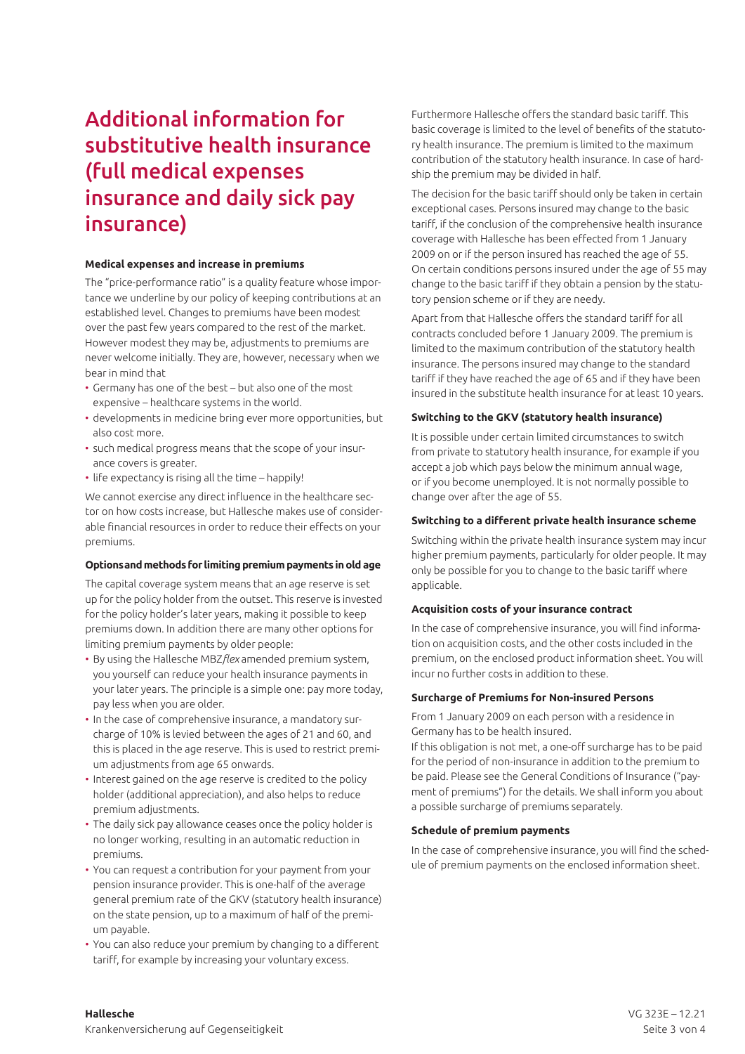# Additional information for substitutive health insurance (full medical expenses insurance and daily sick pay insurance)

**Medical expenses and increase in premiums**

The "price-performance ratio" is a quality feature whose importance we underline by our policy of keeping contributions at an established level. Changes to premiums have been modest over the past few years compared to the rest of the market. However modest they may be, adjustments to premiums are never welcome initially. They are, however, necessary when we bear in mind that

- Germany has one of the best – but also one of the most expensive – healthcare systems in the world.
- developments in medicine bring ever more opportunities, but also cost more.
- such medical progress means that the scope of your insurance covers is greater.
- life expectancy is rising all the time – happily!

We cannot exercise any direct influence in the healthcare sector on how costs increase, but Hallesche makes use of considerable financial resources in order to reduce their effects on your premiums.

**Options and methods for limiting premium payments in old age**

The capital coverage system means that an age reserve is set up for the policy holder from the outset. This reserve is invested for the policy holder's later years, making it possible to keep premiums down. In addition there are many other options for limiting premium payments by older people:

- By using the Hallesche MBZ*flex* amended premium system, you yourself can reduce your health insurance payments in your later years. The principle is a simple one: pay more today, pay less when you are older.
- In the case of comprehensive insurance, a mandatory surcharge of 10% is levied between the ages of 21 and 60, and this is placed in the age reserve. This is used to restrict premium adjustments from age 65 onwards.
- Interest gained on the age reserve is credited to the policy holder (additional appreciation), and also helps to reduce premium adjustments.
- The daily sick pay allowance ceases once the policy holder is no longer working, resulting in an automatic reduction in premiums.
- You can request a contribution for your payment from your pension insurance provider. This is one-half of the average general premium rate of the GKV (statutory health insurance) on the state pension, up to a maximum of half of the premium payable.
- You can also reduce your premium by changing to a different tariff, for example by increasing your voluntary excess.

Furthermore Hallesche offers the standard basic tariff. This basic coverage is limited to the level of benefits of the statutory health insurance. The premium is limited to the maximum contribution of the statutory health insurance. In case of hardship the premium may be divided in half.

The decision for the basic tariff should only be taken in certain exceptional cases. Persons insured may change to the basic tariff, if the conclusion of the comprehensive health insurance coverage with Hallesche has been effected from 1 January 2009 on or if the person insured has reached the age of 55. On certain conditions persons insured under the age of 55 may change to the basic tariff if they obtain a pension by the statutory pension scheme or if they are needy.

Apart from that Hallesche offers the standard tariff for all contracts concluded before 1 January 2009. The premium is limited to the maximum contribution of the statutory health insurance. The persons insured may change to the standard tariff if they have reached the age of 65 and if they have been insured in the substitute health insurance for at least 10 years.

**Switching to the GKV (statutory health insurance)**

It is possible under certain limited circumstances to switch from private to statutory health insurance, for example if you accept a job which pays below the minimum annual wage, or if you become unemployed. It is not normally possible to change over after the age of 55.

**Switching to a different private health insurance scheme**

Switching within the private health insurance system may incur higher premium payments, particularly for older people. It may only be possible for you to change to the basic tariff where applicable.

**Acquisition costs of your insurance contract**

In the case of comprehensive insurance, you will find information on acquisition costs, and the other costs included in the premium, on the enclosed product information sheet. You will incur no further costs in addition to these.

**Surcharge of Premiums for Non-insured Persons**

From 1 January 2009 on each person with a residence in Germany has to be health insured.
If this obligation is not met, a one-off surcharge has to be paid for the period of non-insurance in addition to the premium to be paid. Please see the General Conditions of Insurance ("payment of premiums") for the details. We shall inform you about a possible surcharge of premiums separately.

**Schedule of premium payments**

In the case of comprehensive insurance, you will find the schedule of premium payments on the enclosed information sheet.

**Hallesche**
Krankenversicherung auf Gegenseitigkeit

VG 323E – 12.21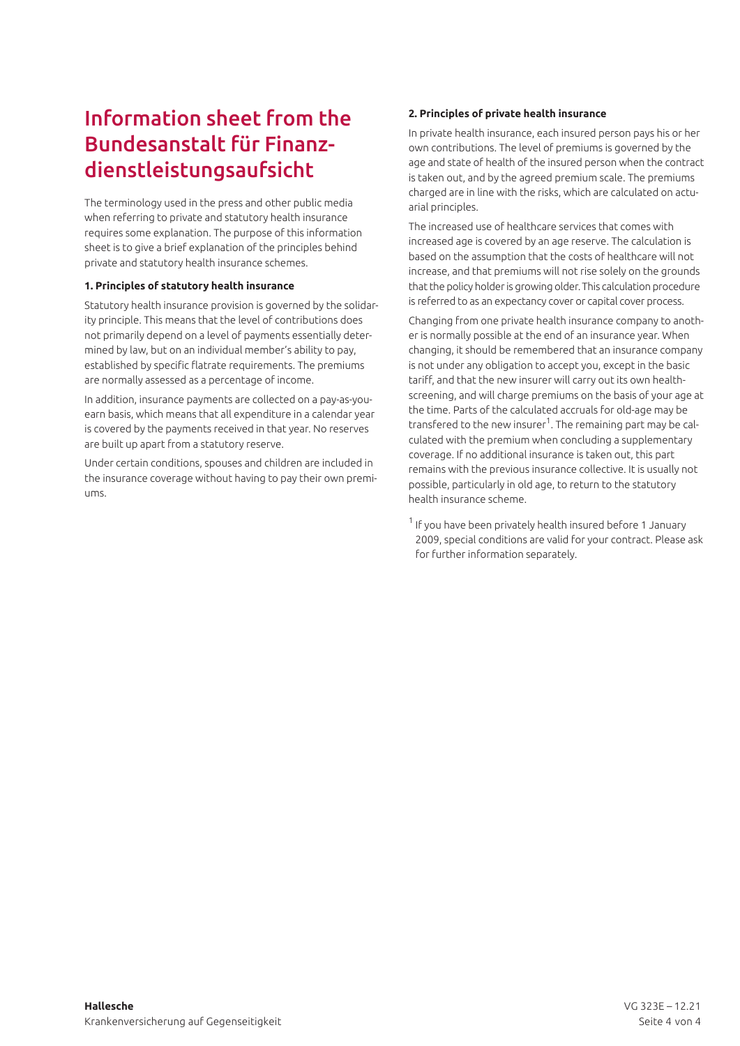# Information sheet from the Bundesanstalt für Finanzdienstleistungsaufsicht

The terminology used in the press and other public media when referring to private and statutory health insurance requires some explanation. The purpose of this information sheet is to give a brief explanation of the principles behind private and statutory health insurance schemes.

**1. Principles of statutory health insurance**

Statutory health insurance provision is governed by the solidarity principle. This means that the level of contributions does not primarily depend on a level of payments essentially determined by law, but on an individual member's ability to pay, established by specific flatrate requirements. The premiums are normally assessed as a percentage of income.

In addition, insurance payments are collected on a pay-as-you-earn basis, which means that all expenditure in a calendar year is covered by the payments received in that year. No reserves are built up apart from a statutory reserve.

Under certain conditions, spouses and children are included in the insurance coverage without having to pay their own premiums.

**2. Principles of private health insurance**

In private health insurance, each insured person pays his or her own contributions. The level of premiums is governed by the age and state of health of the insured person when the contract is taken out, and by the agreed premium scale. The premiums charged are in line with the risks, which are calculated on actuarial principles.

The increased use of healthcare services that comes with increased age is covered by an age reserve. The calculation is based on the assumption that the costs of healthcare will not increase, and that premiums will not rise solely on the grounds that the policy holder is growing older. This calculation procedure is referred to as an expectancy cover or capital cover process.

Changing from one private health insurance company to another is normally possible at the end of an insurance year. When changing, it should be remembered that an insurance company is not under any obligation to accept you, except in the basic tariff, and that the new insurer will carry out its own health-screening, and will charge premiums on the basis of your age at the time. Parts of the calculated accruals for old-age may be transfered to the new insurer[1]. The remaining part may be calculated with the premium when concluding a supplementary coverage. If no additional insurance is taken out, this part remains with the previous insurance collective. It is usually not possible, particularly in old age, to return to the statutory health insurance scheme.

[1] If you have been privately health insured before 1 January 2009, special conditions are valid for your contract. Please ask for further information separately.

**Hallesche**
Krankenversicherung auf Gegenseitigkeit

VG 323E – 12.21